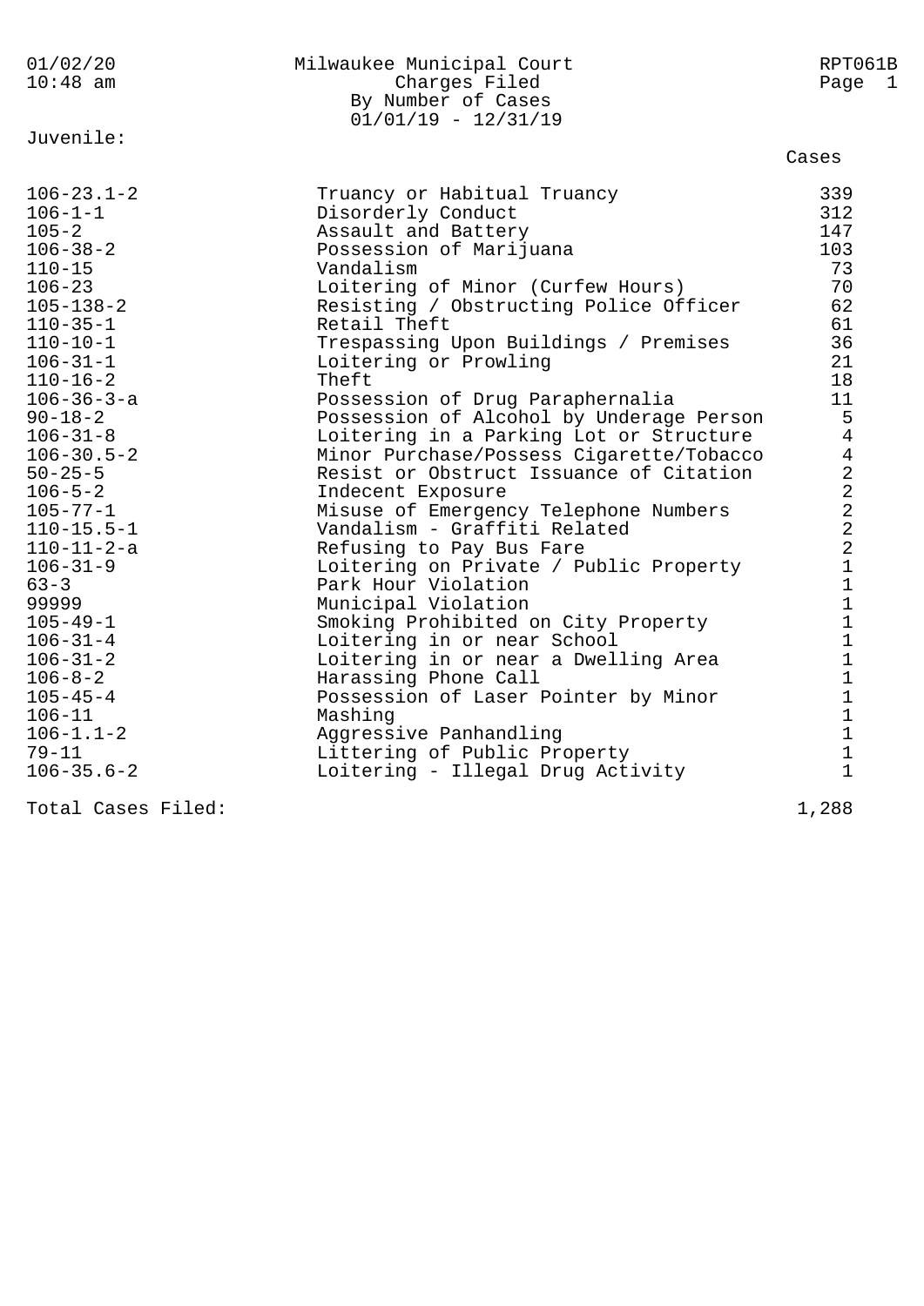Milwaukee Municipal Court
Charges Filed
By Number of Cases
01/01/19 - 12/31/19

Juvenile:

| Code | Charge | Cases |
|---|---|---|
| 106-23.1-2 | Truancy or Habitual Truancy | 339 |
| 106-1-1 | Disorderly Conduct | 312 |
| 105-2 | Assault and Battery | 147 |
| 106-38-2 | Possession of Marijuana | 103 |
| 110-15 | Vandalism | 73 |
| 106-23 | Loitering of Minor (Curfew Hours) | 70 |
| 105-138-2 | Resisting / Obstructing Police Officer | 62 |
| 110-35-1 | Retail Theft | 61 |
| 110-10-1 | Trespassing Upon Buildings / Premises | 36 |
| 106-31-1 | Loitering or Prowling | 21 |
| 110-16-2 | Theft | 18 |
| 106-36-3-a | Possession of Drug Paraphernalia | 11 |
| 90-18-2 | Possession of Alcohol by Underage Person | 5 |
| 106-31-8 | Loitering in a Parking Lot or Structure | 4 |
| 106-30.5-2 | Minor Purchase/Possess Cigarette/Tobacco | 4 |
| 50-25-5 | Resist or Obstruct Issuance of Citation | 2 |
| 106-5-2 | Indecent Exposure | 2 |
| 105-77-1 | Misuse of Emergency Telephone Numbers | 2 |
| 110-15.5-1 | Vandalism - Graffiti Related | 2 |
| 110-11-2-a | Refusing to Pay Bus Fare | 2 |
| 106-31-9 | Loitering on Private / Public Property | 1 |
| 63-3 | Park Hour Violation | 1 |
| 99999 | Municipal Violation | 1 |
| 105-49-1 | Smoking Prohibited on City Property | 1 |
| 106-31-4 | Loitering in or near School | 1 |
| 106-31-2 | Loitering in or near a Dwelling Area | 1 |
| 106-8-2 | Harassing Phone Call | 1 |
| 105-45-4 | Possession of Laser Pointer by Minor | 1 |
| 106-11 | Mashing | 1 |
| 106-1.1-2 | Aggressive Panhandling | 1 |
| 79-11 | Littering of Public Property | 1 |
| 106-35.6-2 | Loitering - Illegal Drug Activity | 1 |

Total Cases Filed: 1,288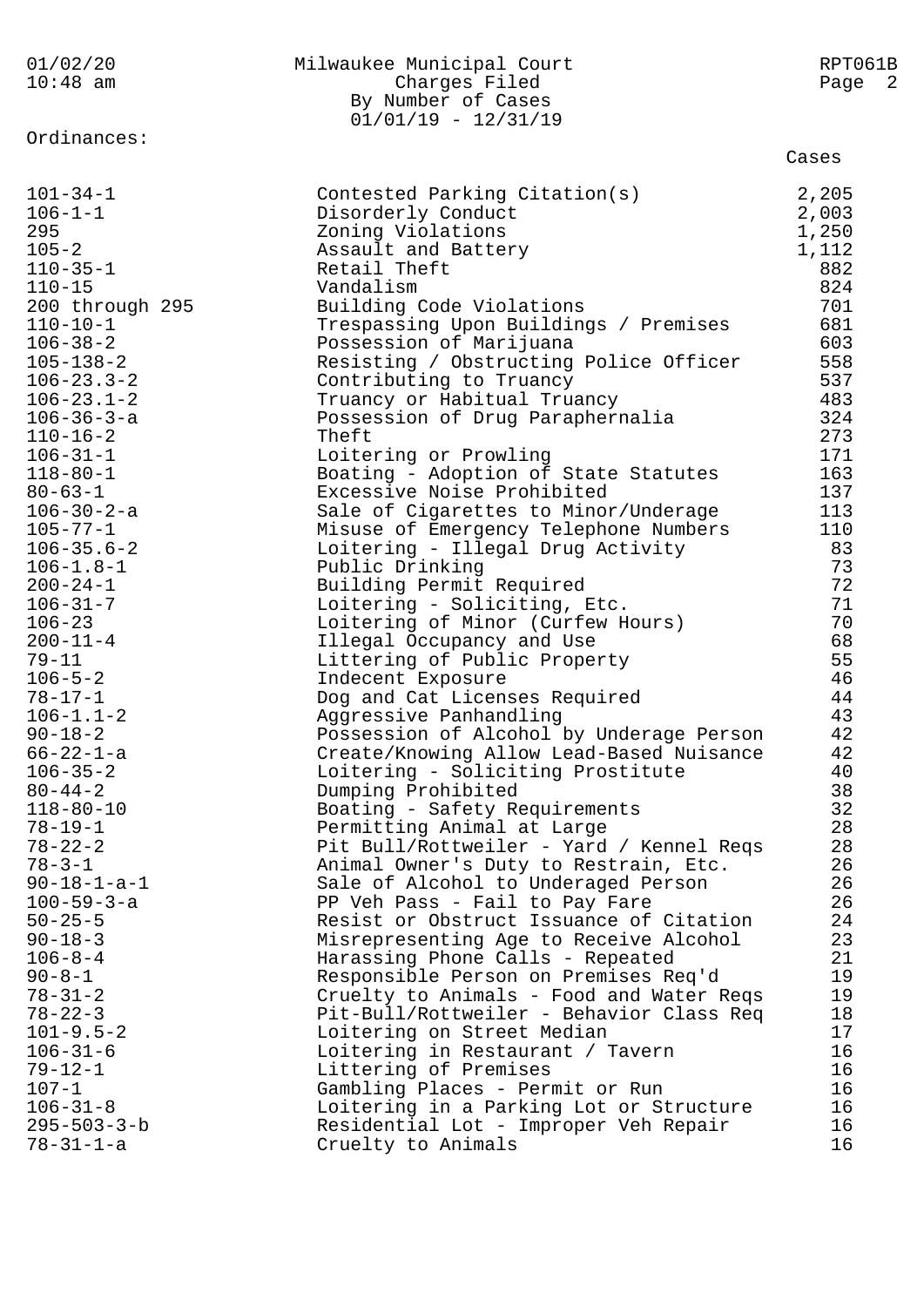Milwaukee Municipal Court
Charges Filed
By Number of Cases
01/01/19 - 12/31/19

Ordinances:

| | | Cases |
|---|---|---|
| 101-34-1 | Contested Parking Citation(s) | 2,205 |
| 106-1-1 | Disorderly Conduct | 2,003 |
| 295 | Zoning Violations | 1,250 |
| 105-2 | Assault and Battery | 1,112 |
| 110-35-1 | Retail Theft | 882 |
| 110-15 | Vandalism | 824 |
| 200 through 295 | Building Code Violations | 701 |
| 110-10-1 | Trespassing Upon Buildings / Premises | 681 |
| 106-38-2 | Possession of Marijuana | 603 |
| 105-138-2 | Resisting / Obstructing Police Officer | 558 |
| 106-23.3-2 | Contributing to Truancy | 537 |
| 106-23.1-2 | Truancy or Habitual Truancy | 483 |
| 106-36-3-a | Possession of Drug Paraphernalia | 324 |
| 110-16-2 | Theft | 273 |
| 106-31-1 | Loitering or Prowling | 171 |
| 118-80-1 | Boating - Adoption of State Statutes | 163 |
| 80-63-1 | Excessive Noise Prohibited | 137 |
| 106-30-2-a | Sale of Cigarettes to Minor/Underage | 113 |
| 105-77-1 | Misuse of Emergency Telephone Numbers | 110 |
| 106-35.6-2 | Loitering - Illegal Drug Activity | 83 |
| 106-1.8-1 | Public Drinking | 73 |
| 200-24-1 | Building Permit Required | 72 |
| 106-31-7 | Loitering - Soliciting, Etc. | 71 |
| 106-23 | Loitering of Minor (Curfew Hours) | 70 |
| 200-11-4 | Illegal Occupancy and Use | 68 |
| 79-11 | Littering of Public Property | 55 |
| 106-5-2 | Indecent Exposure | 46 |
| 78-17-1 | Dog and Cat Licenses Required | 44 |
| 106-1.1-2 | Aggressive Panhandling | 43 |
| 90-18-2 | Possession of Alcohol by Underage Person | 42 |
| 66-22-1-a | Create/Knowing Allow Lead-Based Nuisance | 42 |
| 106-35-2 | Loitering - Soliciting Prostitute | 40 |
| 80-44-2 | Dumping Prohibited | 38 |
| 118-80-10 | Boating - Safety Requirements | 32 |
| 78-19-1 | Permitting Animal at Large | 28 |
| 78-22-2 | Pit Bull/Rottweiler - Yard / Kennel Reqs | 28 |
| 78-3-1 | Animal Owner's Duty to Restrain, Etc. | 26 |
| 90-18-1-a-1 | Sale of Alcohol to Underaged Person | 26 |
| 100-59-3-a | PP Veh Pass - Fail to Pay Fare | 26 |
| 50-25-5 | Resist or Obstruct Issuance of Citation | 24 |
| 90-18-3 | Misrepresenting Age to Receive Alcohol | 23 |
| 106-8-4 | Harassing Phone Calls - Repeated | 21 |
| 90-8-1 | Responsible Person on Premises Req'd | 19 |
| 78-31-2 | Cruelty to Animals - Food and Water Reqs | 19 |
| 78-22-3 | Pit-Bull/Rottweiler - Behavior Class Req | 18 |
| 101-9.5-2 | Loitering on Street Median | 17 |
| 106-31-6 | Loitering in Restaurant / Tavern | 16 |
| 79-12-1 | Littering of Premises | 16 |
| 107-1 | Gambling Places - Permit or Run | 16 |
| 106-31-8 | Loitering in a Parking Lot or Structure | 16 |
| 295-503-3-b | Residential Lot - Improper Veh Repair | 16 |
| 78-31-1-a | Cruelty to Animals | 16 |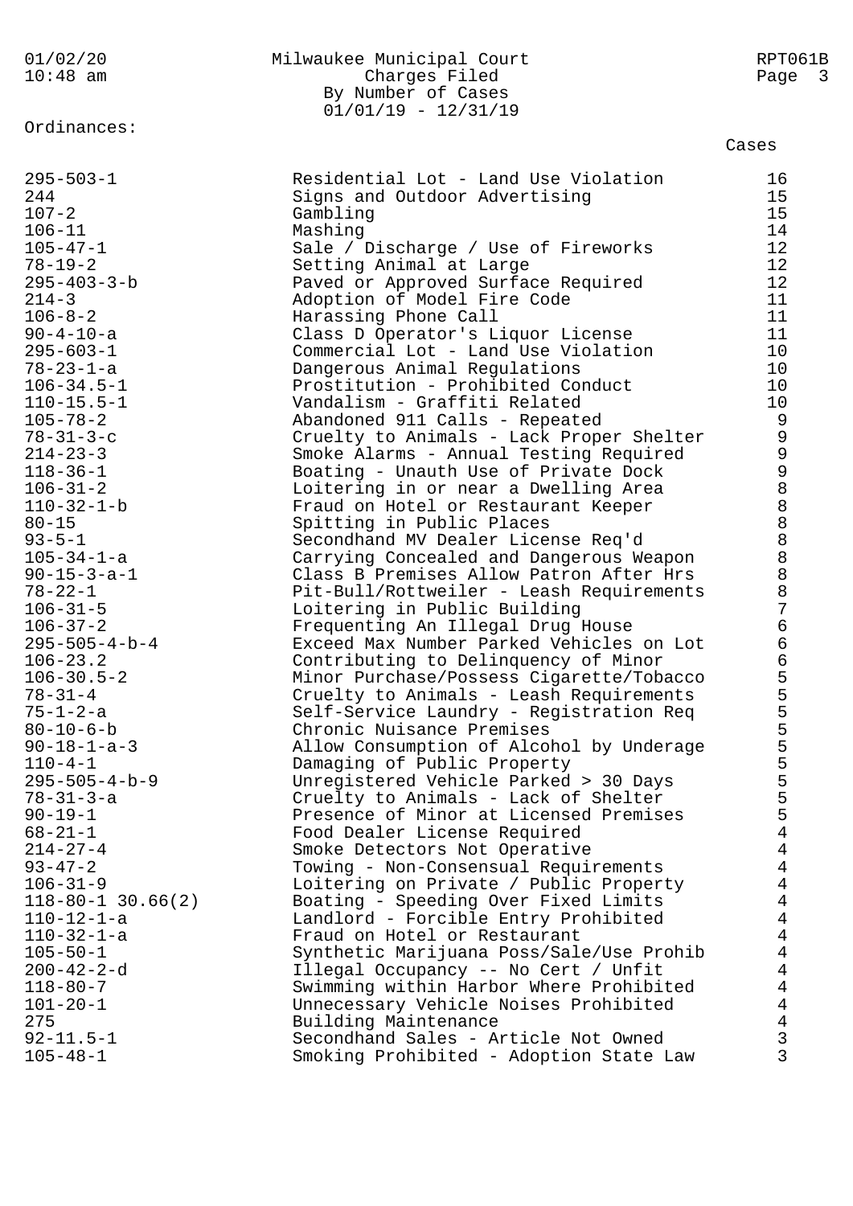Milwaukee Municipal Court
Charges Filed
By Number of Cases
01/01/19 - 12/31/19

Ordinances:

| Ordinance | Description | Cases |
|---|---|---|
| 295-503-1 | Residential Lot - Land Use Violation | 16 |
| 244 | Signs and Outdoor Advertising | 15 |
| 107-2 | Gambling | 15 |
| 106-11 | Mashing | 14 |
| 105-47-1 | Sale / Discharge / Use of Fireworks | 12 |
| 78-19-2 | Setting Animal at Large | 12 |
| 295-403-3-b | Paved or Approved Surface Required | 12 |
| 214-3 | Adoption of Model Fire Code | 11 |
| 106-8-2 | Harassing Phone Call | 11 |
| 90-4-10-a | Class D Operator's Liquor License | 11 |
| 295-603-1 | Commercial Lot - Land Use Violation | 10 |
| 78-23-1-a | Dangerous Animal Regulations | 10 |
| 106-34.5-1 | Prostitution - Prohibited Conduct | 10 |
| 110-15.5-1 | Vandalism - Graffiti Related | 10 |
| 105-78-2 | Abandoned 911 Calls - Repeated | 9 |
| 78-31-3-c | Cruelty to Animals - Lack Proper Shelter | 9 |
| 214-23-3 | Smoke Alarms - Annual Testing Required | 9 |
| 118-36-1 | Boating - Unauth Use of Private Dock | 9 |
| 106-31-2 | Loitering in or near a Dwelling Area | 8 |
| 110-32-1-b | Fraud on Hotel or Restaurant Keeper | 8 |
| 80-15 | Spitting in Public Places | 8 |
| 93-5-1 | Secondhand MV Dealer License Req'd | 8 |
| 105-34-1-a | Carrying Concealed and Dangerous Weapon | 8 |
| 90-15-3-a-1 | Class B Premises Allow Patron After Hrs | 8 |
| 78-22-1 | Pit-Bull/Rottweiler - Leash Requirements | 8 |
| 106-31-5 | Loitering in Public Building | 7 |
| 106-37-2 | Frequenting An Illegal Drug House | 6 |
| 295-505-4-b-4 | Exceed Max Number Parked Vehicles on Lot | 6 |
| 106-23.2 | Contributing to Delinquency of Minor | 6 |
| 106-30.5-2 | Minor Purchase/Possess Cigarette/Tobacco | 5 |
| 78-31-4 | Cruelty to Animals - Leash Requirements | 5 |
| 75-1-2-a | Self-Service Laundry - Registration Req | 5 |
| 80-10-6-b | Chronic Nuisance Premises | 5 |
| 90-18-1-a-3 | Allow Consumption of Alcohol by Underage | 5 |
| 110-4-1 | Damaging of Public Property | 5 |
| 295-505-4-b-9 | Unregistered Vehicle Parked > 30 Days | 5 |
| 78-31-3-a | Cruelty to Animals - Lack of Shelter | 5 |
| 90-19-1 | Presence of Minor at Licensed Premises | 5 |
| 68-21-1 | Food Dealer License Required | 4 |
| 214-27-4 | Smoke Detectors Not Operative | 4 |
| 93-47-2 | Towing - Non-Consensual Requirements | 4 |
| 106-31-9 | Loitering on Private / Public Property | 4 |
| 118-80-1 30.66(2) | Boating - Speeding Over Fixed Limits | 4 |
| 110-12-1-a | Landlord - Forcible Entry Prohibited | 4 |
| 110-32-1-a | Fraud on Hotel or Restaurant | 4 |
| 105-50-1 | Synthetic Marijuana Poss/Sale/Use Prohib | 4 |
| 200-42-2-d | Illegal Occupancy -- No Cert / Unfit | 4 |
| 118-80-7 | Swimming within Harbor Where Prohibited | 4 |
| 101-20-1 | Unnecessary Vehicle Noises Prohibited | 4 |
| 275 | Building Maintenance | 4 |
| 92-11.5-1 | Secondhand Sales - Article Not Owned | 3 |
| 105-48-1 | Smoking Prohibited - Adoption State Law | 3 |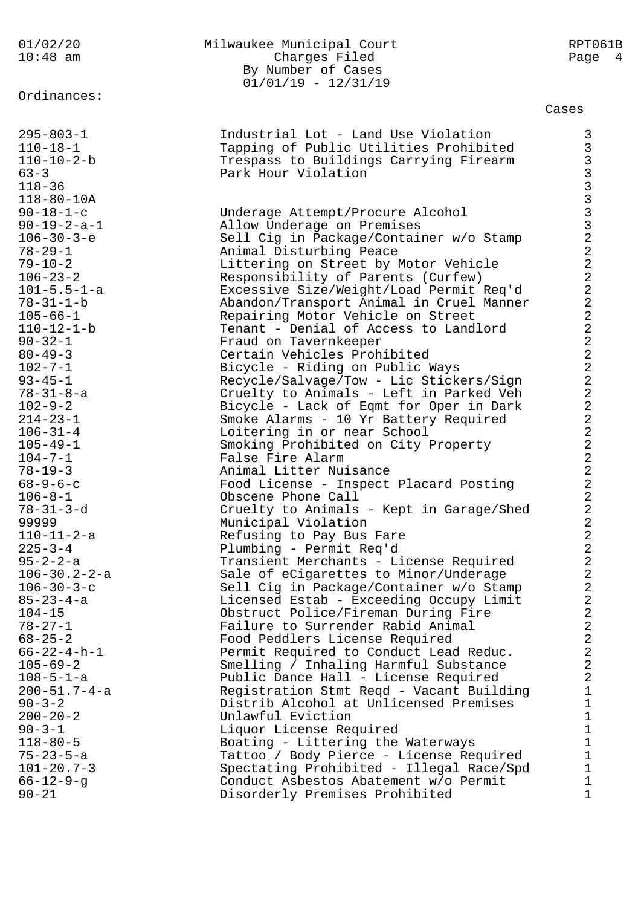Milwaukee Municipal Court
Charges Filed
By Number of Cases
01/01/19 - 12/31/19

Ordinances:

| | | Cases |
|---|---|---|
| 295-803-1 | Industrial Lot - Land Use Violation | 3 |
| 110-18-1 | Tapping of Public Utilities Prohibited | 3 |
| 110-10-2-b | Trespass to Buildings Carrying Firearm | 3 |
| 63-3 | Park Hour Violation | 3 |
| 118-36 | | 3 |
| 118-80-10A | | 3 |
| 90-18-1-c | Underage Attempt/Procure Alcohol | 3 |
| 90-19-2-a-1 | Allow Underage on Premises | 3 |
| 106-30-3-e | Sell Cig in Package/Container w/o Stamp | 2 |
| 78-29-1 | Animal Disturbing Peace | 2 |
| 79-10-2 | Littering on Street by Motor Vehicle | 2 |
| 106-23-2 | Responsibility of Parents (Curfew) | 2 |
| 101-5.5-1-a | Excessive Size/Weight/Load Permit Req'd | 2 |
| 78-31-1-b | Abandon/Transport Animal in Cruel Manner | 2 |
| 105-66-1 | Repairing Motor Vehicle on Street | 2 |
| 110-12-1-b | Tenant - Denial of Access to Landlord | 2 |
| 90-32-1 | Fraud on Tavernkeeper | 2 |
| 80-49-3 | Certain Vehicles Prohibited | 2 |
| 102-7-1 | Bicycle - Riding on Public Ways | 2 |
| 93-45-1 | Recycle/Salvage/Tow - Lic Stickers/Sign | 2 |
| 78-31-8-a | Cruelty to Animals - Left in Parked Veh | 2 |
| 102-9-2 | Bicycle - Lack of Eqmt for Oper in Dark | 2 |
| 214-23-1 | Smoke Alarms - 10 Yr Battery Required | 2 |
| 106-31-4 | Loitering in or near School | 2 |
| 105-49-1 | Smoking Prohibited on City Property | 2 |
| 104-7-1 | False Fire Alarm | 2 |
| 78-19-3 | Animal Litter Nuisance | 2 |
| 68-9-6-c | Food License - Inspect Placard Posting | 2 |
| 106-8-1 | Obscene Phone Call | 2 |
| 78-31-3-d | Cruelty to Animals - Kept in Garage/Shed | 2 |
| 99999 | Municipal Violation | 2 |
| 110-11-2-a | Refusing to Pay Bus Fare | 2 |
| 225-3-4 | Plumbing - Permit Req'd | 2 |
| 95-2-2-a | Transient Merchants - License Required | 2 |
| 106-30.2-2-a | Sale of eCigarettes to Minor/Underage | 2 |
| 106-30-3-c | Sell Cig in Package/Container w/o Stamp | 2 |
| 85-23-4-a | Licensed Estab - Exceeding Occupy Limit | 2 |
| 104-15 | Obstruct Police/Fireman During Fire | 2 |
| 78-27-1 | Failure to Surrender Rabid Animal | 2 |
| 68-25-2 | Food Peddlers License Required | 2 |
| 66-22-4-h-1 | Permit Required to Conduct Lead Reduc. | 2 |
| 105-69-2 | Smelling / Inhaling Harmful Substance | 2 |
| 108-5-1-a | Public Dance Hall - License Required | 2 |
| 200-51.7-4-a | Registration Stmt Reqd - Vacant Building | 1 |
| 90-3-2 | Distrib Alcohol at Unlicensed Premises | 1 |
| 200-20-2 | Unlawful Eviction | 1 |
| 90-3-1 | Liquor License Required | 1 |
| 118-80-5 | Boating - Littering the Waterways | 1 |
| 75-23-5-a | Tattoo / Body Pierce - License Required | 1 |
| 101-20.7-3 | Spectating Prohibited - Illegal Race/Spd | 1 |
| 66-12-9-g | Conduct Asbestos Abatement w/o Permit | 1 |
| 90-21 | Disorderly Premises Prohibited | 1 |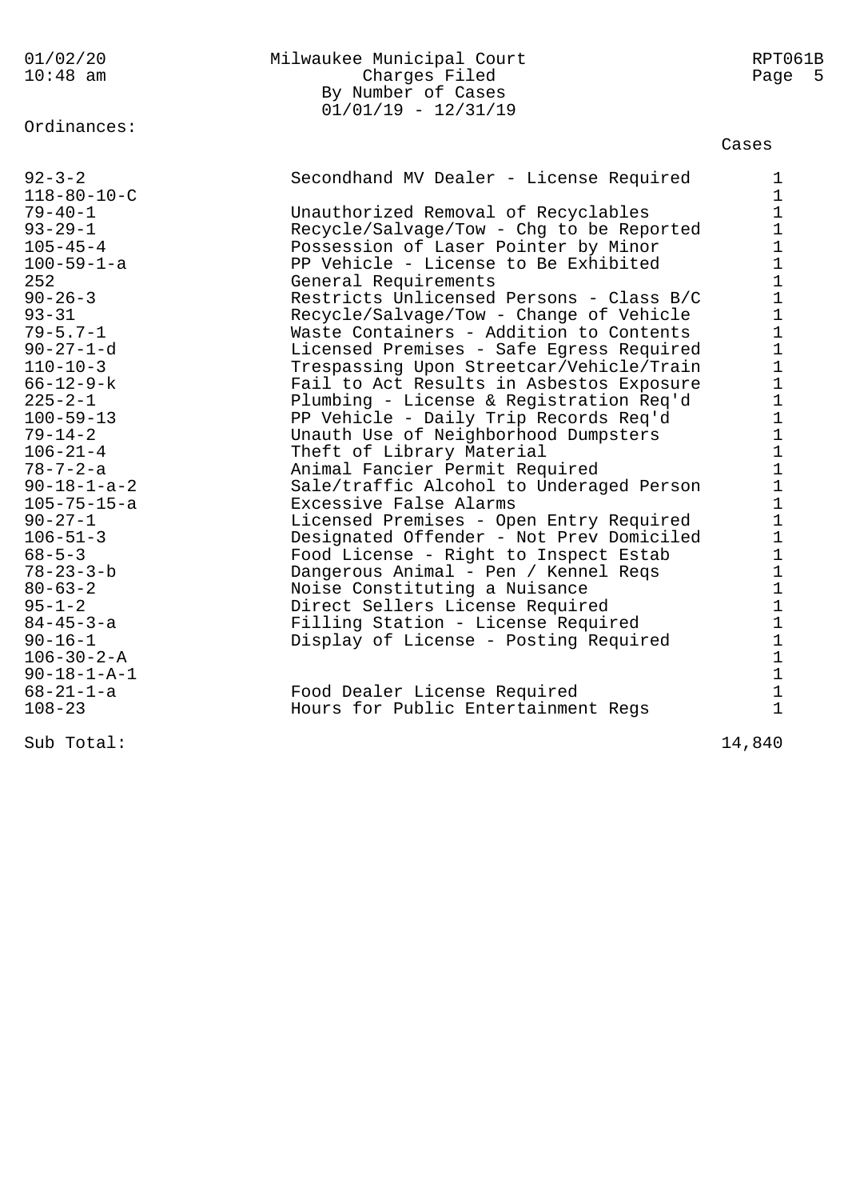Milwaukee Municipal Court
Charges Filed
By Number of Cases
01/01/19 - 12/31/19

Ordinances:

| Ordinance | Description | Cases |
|---|---|---|
| 92-3-2 | Secondhand MV Dealer - License Required | 1 |
| 118-80-10-C | | 1 |
| 79-40-1 | Unauthorized Removal of Recyclables | 1 |
| 93-29-1 | Recycle/Salvage/Tow - Chg to be Reported | 1 |
| 105-45-4 | Possession of Laser Pointer by Minor | 1 |
| 100-59-1-a | PP Vehicle - License to Be Exhibited | 1 |
| 252 | General Requirements | 1 |
| 90-26-3 | Restricts Unlicensed Persons - Class B/C | 1 |
| 93-31 | Recycle/Salvage/Tow - Change of Vehicle | 1 |
| 79-5.7-1 | Waste Containers - Addition to Contents | 1 |
| 90-27-1-d | Licensed Premises - Safe Egress Required | 1 |
| 110-10-3 | Trespassing Upon Streetcar/Vehicle/Train | 1 |
| 66-12-9-k | Fail to Act Results in Asbestos Exposure | 1 |
| 225-2-1 | Plumbing - License & Registration Req'd | 1 |
| 100-59-13 | PP Vehicle - Daily Trip Records Req'd | 1 |
| 79-14-2 | Unauth Use of Neighborhood Dumpsters | 1 |
| 106-21-4 | Theft of Library Material | 1 |
| 78-7-2-a | Animal Fancier Permit Required | 1 |
| 90-18-1-a-2 | Sale/traffic Alcohol to Underaged Person | 1 |
| 105-75-15-a | Excessive False Alarms | 1 |
| 90-27-1 | Licensed Premises - Open Entry Required | 1 |
| 106-51-3 | Designated Offender - Not Prev Domiciled | 1 |
| 68-5-3 | Food License - Right to Inspect Estab | 1 |
| 78-23-3-b | Dangerous Animal - Pen / Kennel Reqs | 1 |
| 80-63-2 | Noise Constituting a Nuisance | 1 |
| 95-1-2 | Direct Sellers License Required | 1 |
| 84-45-3-a | Filling Station - License Required | 1 |
| 90-16-1 | Display of License - Posting Required | 1 |
| 106-30-2-A | | 1 |
| 90-18-1-A-1 | | 1 |
| 68-21-1-a | Food Dealer License Required | 1 |
| 108-23 | Hours for Public Entertainment Regs | 1 |
| Sub Total: | | 14,840 |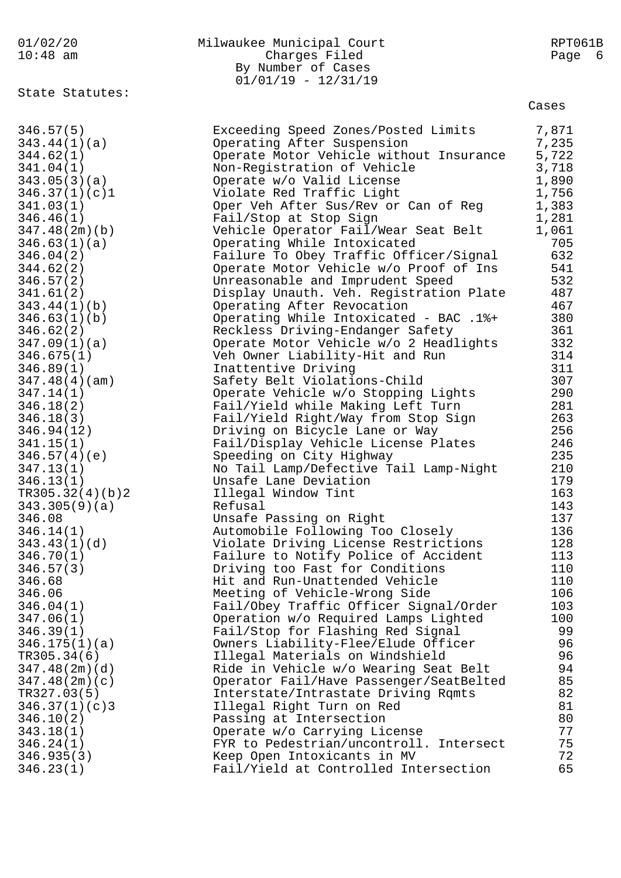Milwaukee Municipal Court
Charges Filed
By Number of Cases
01/01/19 - 12/31/19

State Statutes:

| Statute | Description | Cases |
|---|---|---|
| 346.57(5) | Exceeding Speed Zones/Posted Limits | 7,871 |
| 343.44(1)(a) | Operating After Suspension | 7,235 |
| 344.62(1) | Operate Motor Vehicle without Insurance | 5,722 |
| 341.04(1) | Non-Registration of Vehicle | 3,718 |
| 343.05(3)(a) | Operate w/o Valid License | 1,890 |
| 346.37(1)(c)1 | Violate Red Traffic Light | 1,756 |
| 341.03(1) | Oper Veh After Sus/Rev or Can of Reg | 1,383 |
| 346.46(1) | Fail/Stop at Stop Sign | 1,281 |
| 347.48(2m)(b) | Vehicle Operator Fail/Wear Seat Belt | 1,061 |
| 346.63(1)(a) | Operating While Intoxicated | 705 |
| 346.04(2) | Failure To Obey Traffic Officer/Signal | 632 |
| 344.62(2) | Operate Motor Vehicle w/o Proof of Ins | 541 |
| 346.57(2) | Unreasonable and Imprudent Speed | 532 |
| 341.61(2) | Display Unauth. Veh. Registration Plate | 487 |
| 343.44(1)(b) | Operating After Revocation | 467 |
| 346.63(1)(b) | Operating While Intoxicated - BAC .1%+ | 380 |
| 346.62(2) | Reckless Driving-Endanger Safety | 361 |
| 347.09(1)(a) | Operate Motor Vehicle w/o 2 Headlights | 332 |
| 346.675(1) | Veh Owner Liability-Hit and Run | 314 |
| 346.89(1) | Inattentive Driving | 311 |
| 347.48(4)(am) | Safety Belt Violations-Child | 307 |
| 347.14(1) | Operate Vehicle w/o Stopping Lights | 290 |
| 346.18(2) | Fail/Yield while Making Left Turn | 281 |
| 346.18(3) | Fail/Yield Right/Way from Stop Sign | 263 |
| 346.94(12) | Driving on Bicycle Lane or Way | 256 |
| 341.15(1) | Fail/Display Vehicle License Plates | 246 |
| 346.57(4)(e) | Speeding on City Highway | 235 |
| 347.13(1) | No Tail Lamp/Defective Tail Lamp-Night | 210 |
| 346.13(1) | Unsafe Lane Deviation | 179 |
| TR305.32(4)(b)2 | Illegal Window Tint | 163 |
| 343.305(9)(a) | Refusal | 143 |
| 346.08 | Unsafe Passing on Right | 137 |
| 346.14(1) | Automobile Following Too Closely | 136 |
| 343.43(1)(d) | Violate Driving License Restrictions | 128 |
| 346.70(1) | Failure to Notify Police of Accident | 113 |
| 346.57(3) | Driving too Fast for Conditions | 110 |
| 346.68 | Hit and Run-Unattended Vehicle | 110 |
| 346.06 | Meeting of Vehicle-Wrong Side | 106 |
| 346.04(1) | Fail/Obey Traffic Officer Signal/Order | 103 |
| 347.06(1) | Operation w/o Required Lamps Lighted | 100 |
| 346.39(1) | Fail/Stop for Flashing Red Signal | 99 |
| 346.175(1)(a) | Owners Liability-Flee/Elude Officer | 96 |
| TR305.34(6) | Illegal Materials on Windshield | 96 |
| 347.48(2m)(d) | Ride in Vehicle w/o Wearing Seat Belt | 94 |
| 347.48(2m)(c) | Operator Fail/Have Passenger/SeatBelted | 85 |
| TR327.03(5) | Interstate/Intrastate Driving Rqmts | 82 |
| 346.37(1)(c)3 | Illegal Right Turn on Red | 81 |
| 346.10(2) | Passing at Intersection | 80 |
| 343.18(1) | Operate w/o Carrying License | 77 |
| 346.24(1) | FYR to Pedestrian/uncontroll. Intersect | 75 |
| 346.935(3) | Keep Open Intoxicants in MV | 72 |
| 346.23(1) | Fail/Yield at Controlled Intersection | 65 |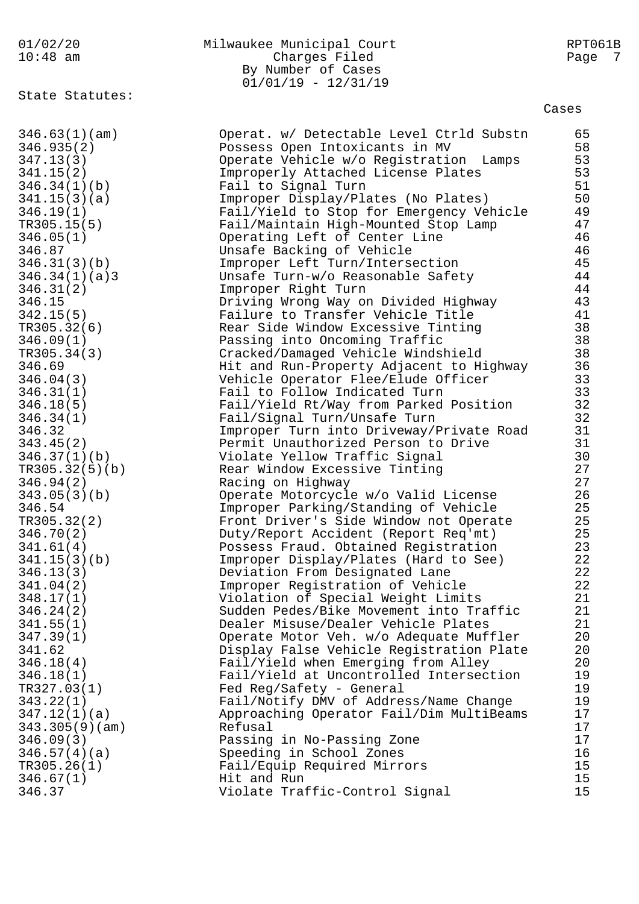Milwaukee Municipal Court
Charges Filed
By Number of Cases
01/01/19 - 12/31/19

State Statutes:

| Statute | Description | Cases |
|---|---|---|
| 346.63(1)(am) | Operat. w/ Detectable Level Ctrld Substn | 65 |
| 346.935(2) | Possess Open Intoxicants in MV | 58 |
| 347.13(3) | Operate Vehicle w/o Registration Lamps | 53 |
| 341.15(2) | Improperly Attached License Plates | 53 |
| 346.34(1)(b) | Fail to Signal Turn | 51 |
| 341.15(3)(a) | Improper Display/Plates (No Plates) | 50 |
| 346.19(1) | Fail/Yield to Stop for Emergency Vehicle | 49 |
| TR305.15(5) | Fail/Maintain High-Mounted Stop Lamp | 47 |
| 346.05(1) | Operating Left of Center Line | 46 |
| 346.87 | Unsafe Backing of Vehicle | 46 |
| 346.31(3)(b) | Improper Left Turn/Intersection | 45 |
| 346.34(1)(a)3 | Unsafe Turn-w/o Reasonable Safety | 44 |
| 346.31(2) | Improper Right Turn | 44 |
| 346.15 | Driving Wrong Way on Divided Highway | 43 |
| 342.15(5) | Failure to Transfer Vehicle Title | 41 |
| TR305.32(6) | Rear Side Window Excessive Tinting | 38 |
| 346.09(1) | Passing into Oncoming Traffic | 38 |
| TR305.34(3) | Cracked/Damaged Vehicle Windshield | 38 |
| 346.69 | Hit and Run-Property Adjacent to Highway | 36 |
| 346.04(3) | Vehicle Operator Flee/Elude Officer | 33 |
| 346.31(1) | Fail to Follow Indicated Turn | 33 |
| 346.18(5) | Fail/Yield Rt/Way from Parked Position | 32 |
| 346.34(1) | Fail/Signal Turn/Unsafe Turn | 32 |
| 346.32 | Improper Turn into Driveway/Private Road | 31 |
| 343.45(2) | Permit Unauthorized Person to Drive | 31 |
| 346.37(1)(b) | Violate Yellow Traffic Signal | 30 |
| TR305.32(5)(b) | Rear Window Excessive Tinting | 27 |
| 346.94(2) | Racing on Highway | 27 |
| 343.05(3)(b) | Operate Motorcycle w/o Valid License | 26 |
| 346.54 | Improper Parking/Standing of Vehicle | 25 |
| TR305.32(2) | Front Driver's Side Window not Operate | 25 |
| 346.70(2) | Duty/Report Accident (Report Req'mt) | 25 |
| 341.61(4) | Possess Fraud. Obtained Registration | 23 |
| 341.15(3)(b) | Improper Display/Plates (Hard to See) | 22 |
| 346.13(3) | Deviation From Designated Lane | 22 |
| 341.04(2) | Improper Registration of Vehicle | 22 |
| 348.17(1) | Violation of Special Weight Limits | 21 |
| 346.24(2) | Sudden Pedes/Bike Movement into Traffic | 21 |
| 341.55(1) | Dealer Misuse/Dealer Vehicle Plates | 21 |
| 347.39(1) | Operate Motor Veh. w/o Adequate Muffler | 20 |
| 341.62 | Display False Vehicle Registration Plate | 20 |
| 346.18(4) | Fail/Yield when Emerging from Alley | 20 |
| 346.18(1) | Fail/Yield at Uncontrolled Intersection | 19 |
| TR327.03(1) | Fed Reg/Safety - General | 19 |
| 343.22(1) | Fail/Notify DMV of Address/Name Change | 19 |
| 347.12(1)(a) | Approaching Operator Fail/Dim MultiBeams | 17 |
| 343.305(9)(am) | Refusal | 17 |
| 346.09(3) | Passing in No-Passing Zone | 17 |
| 346.57(4)(a) | Speeding in School Zones | 16 |
| TR305.26(1) | Fail/Equip Required Mirrors | 15 |
| 346.67(1) | Hit and Run | 15 |
| 346.37 | Violate Traffic-Control Signal | 15 |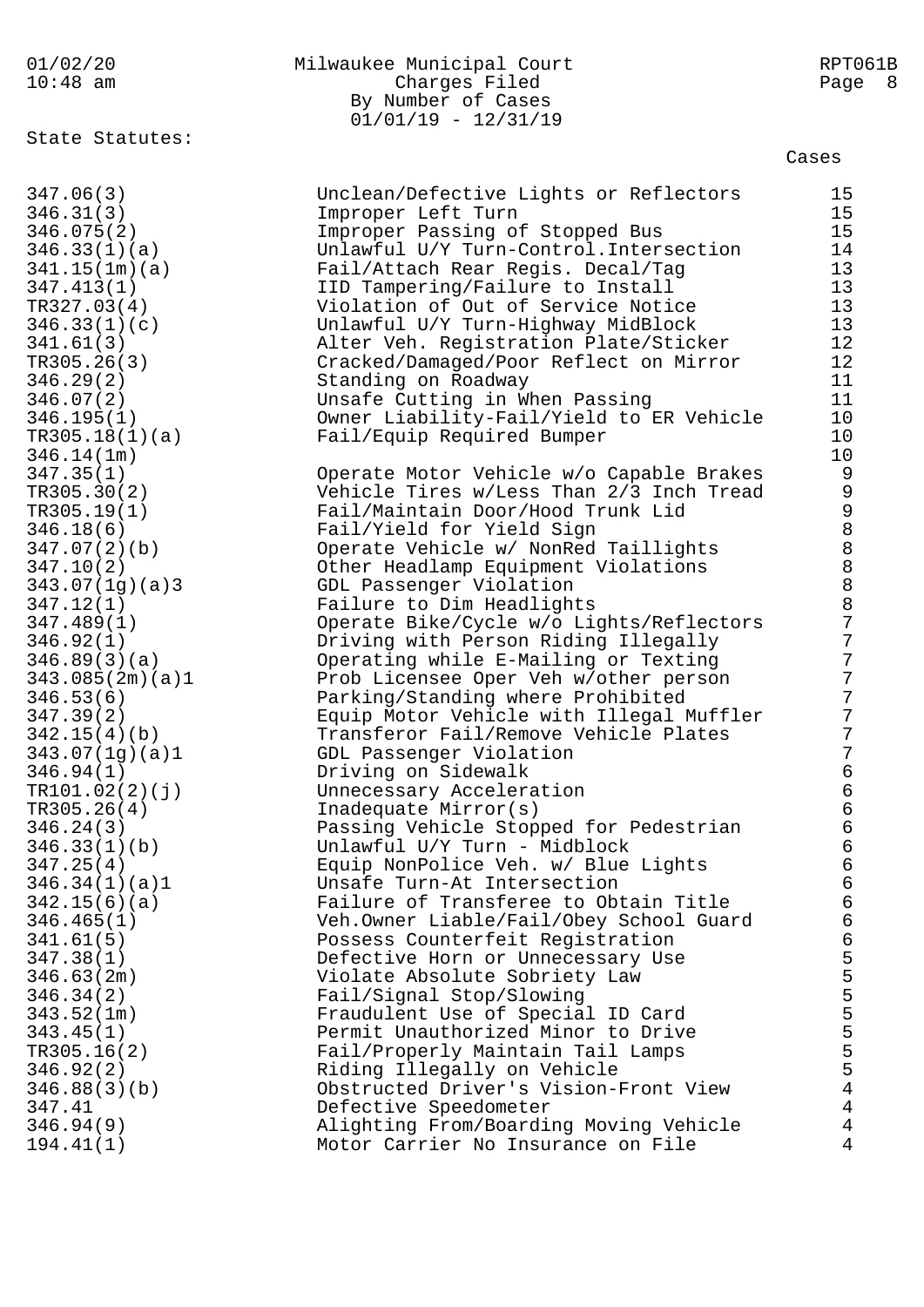Milwaukee Municipal Court
Charges Filed
By Number of Cases
01/01/19 - 12/31/19

State Statutes:

| | | Cases |
|---|---|---|
| 347.06(3) | Unclean/Defective Lights or Reflectors | 15 |
| 346.31(3) | Improper Left Turn | 15 |
| 346.075(2) | Improper Passing of Stopped Bus | 15 |
| 346.33(1)(a) | Unlawful U/Y Turn-Control.Intersection | 14 |
| 341.15(1m)(a) | Fail/Attach Rear Regis. Decal/Tag | 13 |
| 347.413(1) | IID Tampering/Failure to Install | 13 |
| TR327.03(4) | Violation of Out of Service Notice | 13 |
| 346.33(1)(c) | Unlawful U/Y Turn-Highway MidBlock | 13 |
| 341.61(3) | Alter Veh. Registration Plate/Sticker | 12 |
| TR305.26(3) | Cracked/Damaged/Poor Reflect on Mirror | 12 |
| 346.29(2) | Standing on Roadway | 11 |
| 346.07(2) | Unsafe Cutting in When Passing | 11 |
| 346.195(1) | Owner Liability-Fail/Yield to ER Vehicle | 10 |
| TR305.18(1)(a) | Fail/Equip Required Bumper | 10 |
| 346.14(1m) | | 10 |
| 347.35(1) | Operate Motor Vehicle w/o Capable Brakes | 9 |
| TR305.30(2) | Vehicle Tires w/Less Than 2/3 Inch Tread | 9 |
| TR305.19(1) | Fail/Maintain Door/Hood Trunk Lid | 9 |
| 346.18(6) | Fail/Yield for Yield Sign | 8 |
| 347.07(2)(b) | Operate Vehicle w/ NonRed Taillights | 8 |
| 347.10(2) | Other Headlamp Equipment Violations | 8 |
| 343.07(1g)(a)3 | GDL Passenger Violation | 8 |
| 347.12(1) | Failure to Dim Headlights | 8 |
| 347.489(1) | Operate Bike/Cycle w/o Lights/Reflectors | 7 |
| 346.92(1) | Driving with Person Riding Illegally | 7 |
| 346.89(3)(a) | Operating while E-Mailing or Texting | 7 |
| 343.085(2m)(a)1 | Prob Licensee Oper Veh w/other person | 7 |
| 346.53(6) | Parking/Standing where Prohibited | 7 |
| 347.39(2) | Equip Motor Vehicle with Illegal Muffler | 7 |
| 342.15(4)(b) | Transferor Fail/Remove Vehicle Plates | 7 |
| 343.07(1g)(a)1 | GDL Passenger Violation | 7 |
| 346.94(1) | Driving on Sidewalk | 6 |
| TR101.02(2)(j) | Unnecessary Acceleration | 6 |
| TR305.26(4) | Inadequate Mirror(s) | 6 |
| 346.24(3) | Passing Vehicle Stopped for Pedestrian | 6 |
| 346.33(1)(b) | Unlawful U/Y Turn - Midblock | 6 |
| 347.25(4) | Equip NonPolice Veh. w/ Blue Lights | 6 |
| 346.34(1)(a)1 | Unsafe Turn-At Intersection | 6 |
| 342.15(6)(a) | Failure of Transferee to Obtain Title | 6 |
| 346.465(1) | Veh.Owner Liable/Fail/Obey School Guard | 6 |
| 341.61(5) | Possess Counterfeit Registration | 6 |
| 347.38(1) | Defective Horn or Unnecessary Use | 5 |
| 346.63(2m) | Violate Absolute Sobriety Law | 5 |
| 346.34(2) | Fail/Signal Stop/Slowing | 5 |
| 343.52(1m) | Fraudulent Use of Special ID Card | 5 |
| 343.45(1) | Permit Unauthorized Minor to Drive | 5 |
| TR305.16(2) | Fail/Properly Maintain Tail Lamps | 5 |
| 346.92(2) | Riding Illegally on Vehicle | 5 |
| 346.88(3)(b) | Obstructed Driver's Vision-Front View | 4 |
| 347.41 | Defective Speedometer | 4 |
| 346.94(9) | Alighting From/Boarding Moving Vehicle | 4 |
| 194.41(1) | Motor Carrier No Insurance on File | 4 |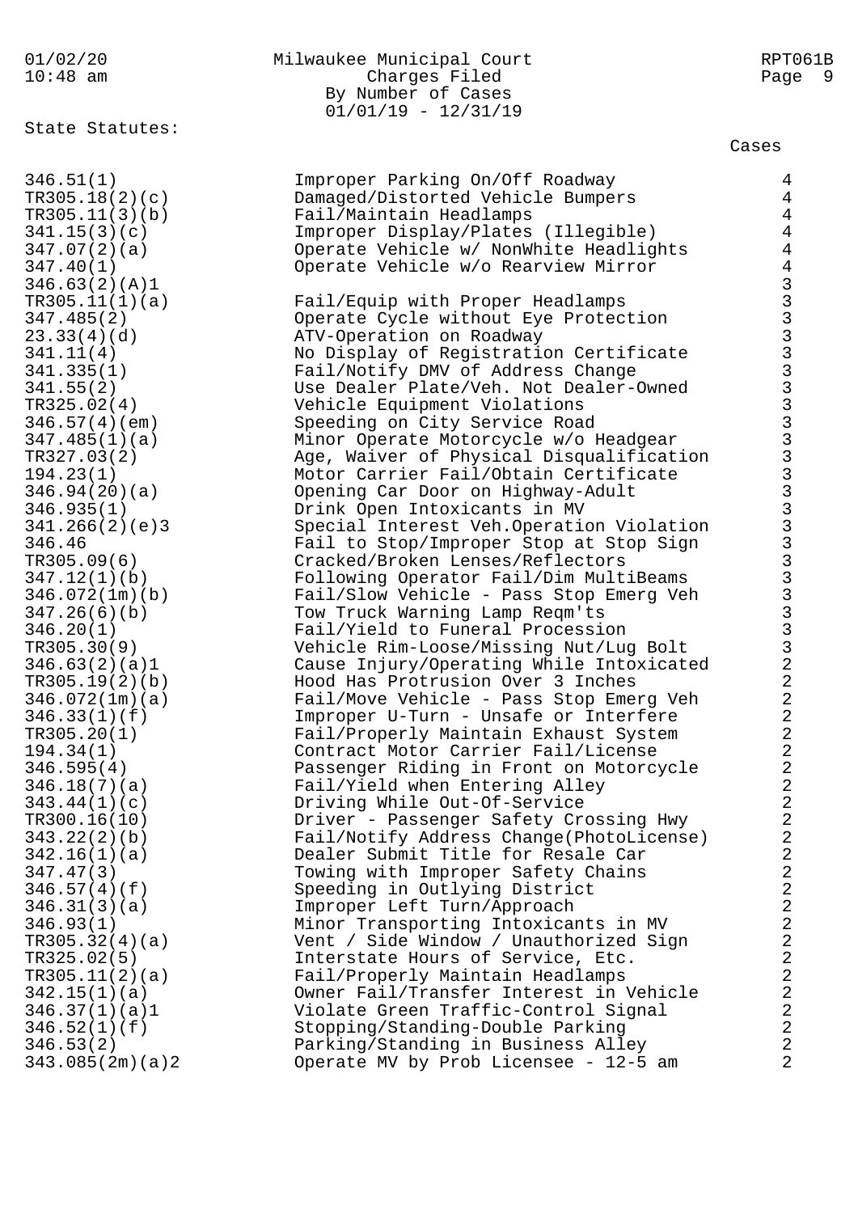Milwaukee Municipal Court
Charges Filed
By Number of Cases
01/01/19 - 12/31/19

01/02/20 10:48 am — RPT061B

State Statutes:

| Statute | Description | Cases |
|---|---|---|
| 346.51(1) | Improper Parking On/Off Roadway | 4 |
| TR305.18(2)(c) | Damaged/Distorted Vehicle Bumpers | 4 |
| TR305.11(3)(b) | Fail/Maintain Headlamps | 4 |
| 341.15(3)(c) | Improper Display/Plates (Illegible) | 4 |
| 347.07(2)(a) | Operate Vehicle w/ NonWhite Headlights | 4 |
| 347.40(1) | Operate Vehicle w/o Rearview Mirror | 4 |
| 346.63(2)(A)1 | | 3 |
| TR305.11(1)(a) | Fail/Equip with Proper Headlamps | 3 |
| 347.485(2) | Operate Cycle without Eye Protection | 3 |
| 23.33(4)(d) | ATV-Operation on Roadway | 3 |
| 341.11(4) | No Display of Registration Certificate | 3 |
| 341.335(1) | Fail/Notify DMV of Address Change | 3 |
| 341.55(2) | Use Dealer Plate/Veh. Not Dealer-Owned | 3 |
| TR325.02(4) | Vehicle Equipment Violations | 3 |
| 346.57(4)(em) | Speeding on City Service Road | 3 |
| 347.485(1)(a) | Minor Operate Motorcycle w/o Headgear | 3 |
| TR327.03(2) | Age, Waiver of Physical Disqualification | 3 |
| 194.23(1) | Motor Carrier Fail/Obtain Certificate | 3 |
| 346.94(20)(a) | Opening Car Door on Highway-Adult | 3 |
| 346.935(1) | Drink Open Intoxicants in MV | 3 |
| 341.266(2)(e)3 | Special Interest Veh.Operation Violation | 3 |
| 346.46 | Fail to Stop/Improper Stop at Stop Sign | 3 |
| TR305.09(6) | Cracked/Broken Lenses/Reflectors | 3 |
| 347.12(1)(b) | Following Operator Fail/Dim MultiBeams | 3 |
| 346.072(1m)(b) | Fail/Slow Vehicle - Pass Stop Emerg Veh | 3 |
| 347.26(6)(b) | Tow Truck Warning Lamp Reqm'ts | 3 |
| 346.20(1) | Fail/Yield to Funeral Procession | 3 |
| TR305.30(9) | Vehicle Rim-Loose/Missing Nut/Lug Bolt | 3 |
| 346.63(2)(a)1 | Cause Injury/Operating While Intoxicated | 2 |
| TR305.19(2)(b) | Hood Has Protrusion Over 3 Inches | 2 |
| 346.072(1m)(a) | Fail/Move Vehicle - Pass Stop Emerg Veh | 2 |
| 346.33(1)(f) | Improper U-Turn - Unsafe or Interfere | 2 |
| TR305.20(1) | Fail/Properly Maintain Exhaust System | 2 |
| 194.34(1) | Contract Motor Carrier Fail/License | 2 |
| 346.595(4) | Passenger Riding in Front on Motorcycle | 2 |
| 346.18(7)(a) | Fail/Yield when Entering Alley | 2 |
| 343.44(1)(c) | Driving While Out-Of-Service | 2 |
| TR300.16(10) | Driver - Passenger Safety Crossing Hwy | 2 |
| 343.22(2)(b) | Fail/Notify Address Change(PhotoLicense) | 2 |
| 342.16(1)(a) | Dealer Submit Title for Resale Car | 2 |
| 347.47(3) | Towing with Improper Safety Chains | 2 |
| 346.57(4)(f) | Speeding in Outlying District | 2 |
| 346.31(3)(a) | Improper Left Turn/Approach | 2 |
| 346.93(1) | Minor Transporting Intoxicants in MV | 2 |
| TR305.32(4)(a) | Vent / Side Window / Unauthorized Sign | 2 |
| TR325.02(5) | Interstate Hours of Service, Etc. | 2 |
| TR305.11(2)(a) | Fail/Properly Maintain Headlamps | 2 |
| 342.15(1)(a) | Owner Fail/Transfer Interest in Vehicle | 2 |
| 346.37(1)(a)1 | Violate Green Traffic-Control Signal | 2 |
| 346.52(1)(f) | Stopping/Standing-Double Parking | 2 |
| 346.53(2) | Parking/Standing in Business Alley | 2 |
| 343.085(2m)(a)2 | Operate MV by Prob Licensee - 12-5 am | 2 |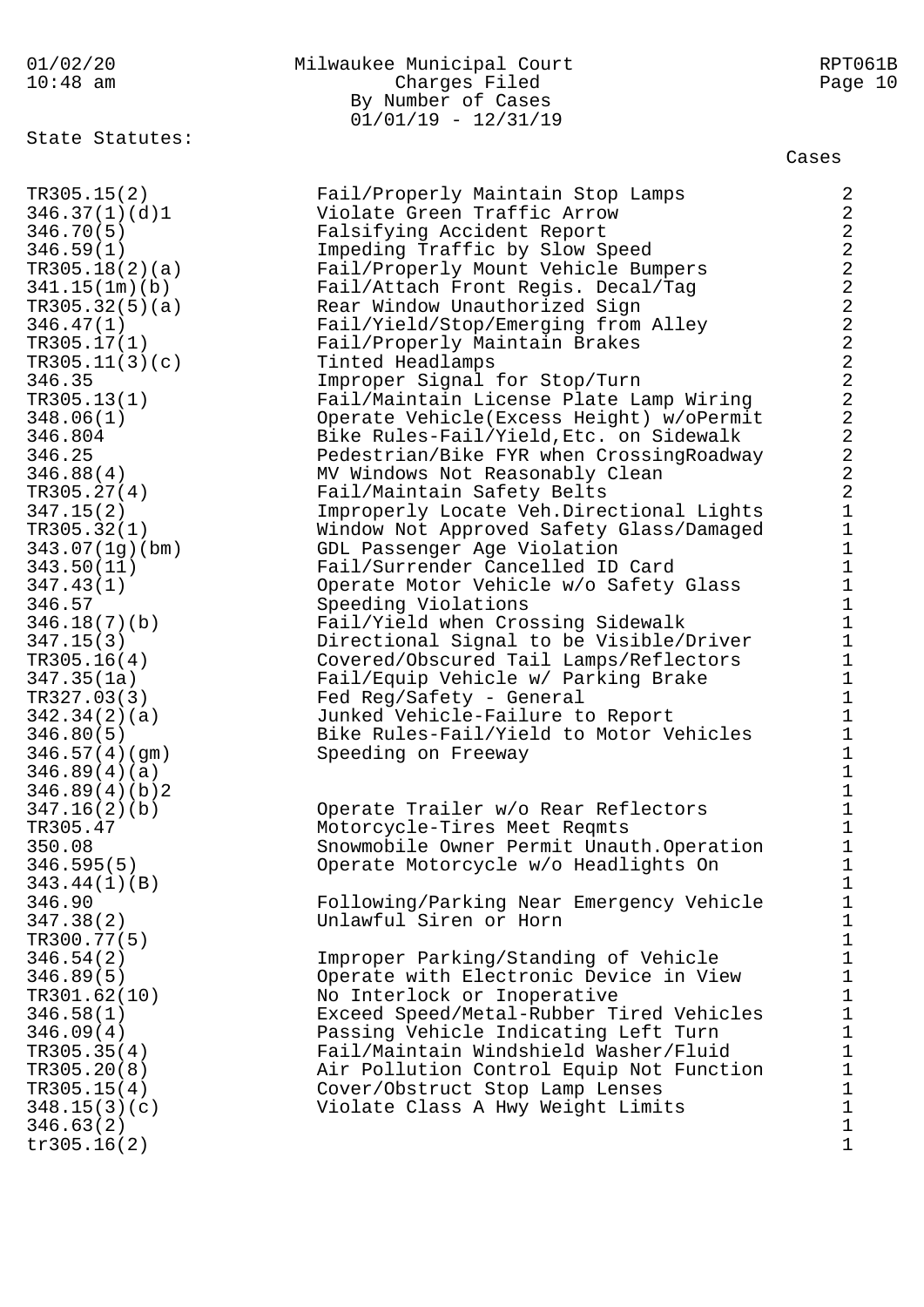Milwaukee Municipal Court
Charges Filed
By Number of Cases
01/01/19 - 12/31/19

State Statutes:

| Statute | Description | Cases |
|---|---|---|
| TR305.15(2) | Fail/Properly Maintain Stop Lamps | 2 |
| 346.37(1)(d)1 | Violate Green Traffic Arrow | 2 |
| 346.70(5) | Falsifying Accident Report | 2 |
| 346.59(1) | Impeding Traffic by Slow Speed | 2 |
| TR305.18(2)(a) | Fail/Properly Mount Vehicle Bumpers | 2 |
| 341.15(1m)(b) | Fail/Attach Front Regis. Decal/Tag | 2 |
| TR305.32(5)(a) | Rear Window Unauthorized Sign | 2 |
| 346.47(1) | Fail/Yield/Stop/Emerging from Alley | 2 |
| TR305.17(1) | Fail/Properly Maintain Brakes | 2 |
| TR305.11(3)(c) | Tinted Headlamps | 2 |
| 346.35 | Improper Signal for Stop/Turn | 2 |
| TR305.13(1) | Fail/Maintain License Plate Lamp Wiring | 2 |
| 348.06(1) | Operate Vehicle(Excess Height) w/oPermit | 2 |
| 346.804 | Bike Rules-Fail/Yield,Etc. on Sidewalk | 2 |
| 346.25 | Pedestrian/Bike FYR when CrossingRoadway | 2 |
| 346.88(4) | MV Windows Not Reasonably Clean | 2 |
| TR305.27(4) | Fail/Maintain Safety Belts | 2 |
| 347.15(2) | Improperly Locate Veh.Directional Lights | 1 |
| TR305.32(1) | Window Not Approved Safety Glass/Damaged | 1 |
| 343.07(1g)(bm) | GDL Passenger Age Violation | 1 |
| 343.50(11) | Fail/Surrender Cancelled ID Card | 1 |
| 347.43(1) | Operate Motor Vehicle w/o Safety Glass | 1 |
| 346.57 | Speeding Violations | 1 |
| 346.18(7)(b) | Fail/Yield when Crossing Sidewalk | 1 |
| 347.15(3) | Directional Signal to be Visible/Driver | 1 |
| TR305.16(4) | Covered/Obscured Tail Lamps/Reflectors | 1 |
| 347.35(1a) | Fail/Equip Vehicle w/ Parking Brake | 1 |
| TR327.03(3) | Fed Reg/Safety - General | 1 |
| 342.34(2)(a) | Junked Vehicle-Failure to Report | 1 |
| 346.80(5) | Bike Rules-Fail/Yield to Motor Vehicles | 1 |
| 346.57(4)(gm) | Speeding on Freeway | 1 |
| 346.89(4)(a) | | 1 |
| 346.89(4)(b)2 | | 1 |
| 347.16(2)(b) | Operate Trailer w/o Rear Reflectors | 1 |
| TR305.47 | Motorcycle-Tires Meet Reqmts | 1 |
| 350.08 | Snowmobile Owner Permit Unauth.Operation | 1 |
| 346.595(5) | Operate Motorcycle w/o Headlights On | 1 |
| 343.44(1)(B) | | 1 |
| 346.90 | Following/Parking Near Emergency Vehicle | 1 |
| 347.38(2) | Unlawful Siren or Horn | 1 |
| TR300.77(5) | | 1 |
| 346.54(2) | Improper Parking/Standing of Vehicle | 1 |
| 346.89(5) | Operate with Electronic Device in View | 1 |
| TR301.62(10) | No Interlock or Inoperative | 1 |
| 346.58(1) | Exceed Speed/Metal-Rubber Tired Vehicles | 1 |
| 346.09(4) | Passing Vehicle Indicating Left Turn | 1 |
| TR305.35(4) | Fail/Maintain Windshield Washer/Fluid | 1 |
| TR305.20(8) | Air Pollution Control Equip Not Function | 1 |
| TR305.15(4) | Cover/Obstruct Stop Lamp Lenses | 1 |
| 348.15(3)(c) | Violate Class A Hwy Weight Limits | 1 |
| 346.63(2) | | 1 |
| tr305.16(2) | | 1 |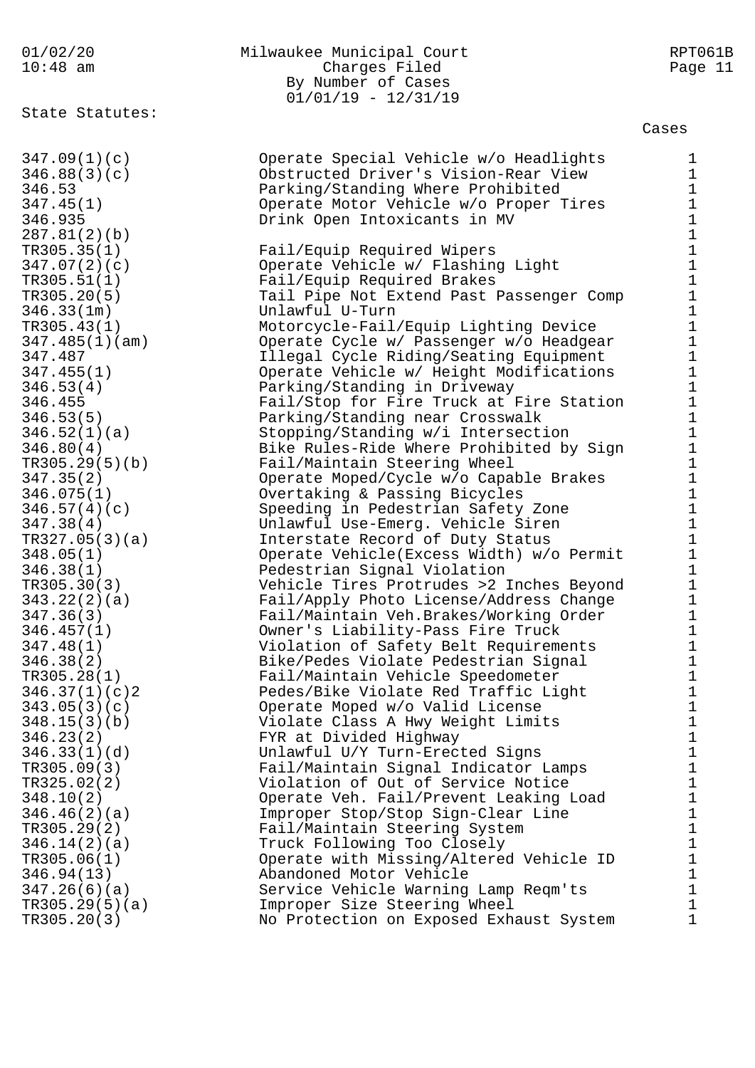Milwaukee Municipal Court
Charges Filed
By Number of Cases
01/01/19 - 12/31/19

State Statutes:

| Statute | Description | Cases |
|---|---|---|
| 347.09(1)(c) | Operate Special Vehicle w/o Headlights | 1 |
| 346.88(3)(c) | Obstructed Driver's Vision-Rear View | 1 |
| 346.53 | Parking/Standing Where Prohibited | 1 |
| 347.45(1) | Operate Motor Vehicle w/o Proper Tires | 1 |
| 346.935 | Drink Open Intoxicants in MV | 1 |
| 287.81(2)(b) | | 1 |
| TR305.35(1) | Fail/Equip Required Wipers | 1 |
| 347.07(2)(c) | Operate Vehicle w/ Flashing Light | 1 |
| TR305.51(1) | Fail/Equip Required Brakes | 1 |
| TR305.20(5) | Tail Pipe Not Extend Past Passenger Comp | 1 |
| 346.33(1m) | Unlawful U-Turn | 1 |
| TR305.43(1) | Motorcycle-Fail/Equip Lighting Device | 1 |
| 347.485(1)(am) | Operate Cycle w/ Passenger w/o Headgear | 1 |
| 347.487 | Illegal Cycle Riding/Seating Equipment | 1 |
| 347.455(1) | Operate Vehicle w/ Height Modifications | 1 |
| 346.53(4) | Parking/Standing in Driveway | 1 |
| 346.455 | Fail/Stop for Fire Truck at Fire Station | 1 |
| 346.53(5) | Parking/Standing near Crosswalk | 1 |
| 346.52(1)(a) | Stopping/Standing w/i Intersection | 1 |
| 346.80(4) | Bike Rules-Ride Where Prohibited by Sign | 1 |
| TR305.29(5)(b) | Fail/Maintain Steering Wheel | 1 |
| 347.35(2) | Operate Moped/Cycle w/o Capable Brakes | 1 |
| 346.075(1) | Overtaking & Passing Bicycles | 1 |
| 346.57(4)(c) | Speeding in Pedestrian Safety Zone | 1 |
| 347.38(4) | Unlawful Use-Emerg. Vehicle Siren | 1 |
| TR327.05(3)(a) | Interstate Record of Duty Status | 1 |
| 348.05(1) | Operate Vehicle(Excess Width) w/o Permit | 1 |
| 346.38(1) | Pedestrian Signal Violation | 1 |
| TR305.30(3) | Vehicle Tires Protrudes >2 Inches Beyond | 1 |
| 343.22(2)(a) | Fail/Apply Photo License/Address Change | 1 |
| 347.36(3) | Fail/Maintain Veh.Brakes/Working Order | 1 |
| 346.457(1) | Owner's Liability-Pass Fire Truck | 1 |
| 347.48(1) | Violation of Safety Belt Requirements | 1 |
| 346.38(2) | Bike/Pedes Violate Pedestrian Signal | 1 |
| TR305.28(1) | Fail/Maintain Vehicle Speedometer | 1 |
| 346.37(1)(c)2 | Pedes/Bike Violate Red Traffic Light | 1 |
| 343.05(3)(c) | Operate Moped w/o Valid License | 1 |
| 348.15(3)(b) | Violate Class A Hwy Weight Limits | 1 |
| 346.23(2) | FYR at Divided Highway | 1 |
| 346.33(1)(d) | Unlawful U/Y Turn-Erected Signs | 1 |
| TR305.09(3) | Fail/Maintain Signal Indicator Lamps | 1 |
| TR325.02(2) | Violation of Out of Service Notice | 1 |
| 348.10(2) | Operate Veh. Fail/Prevent Leaking Load | 1 |
| 346.46(2)(a) | Improper Stop/Stop Sign-Clear Line | 1 |
| TR305.29(2) | Fail/Maintain Steering System | 1 |
| 346.14(2)(a) | Truck Following Too Closely | 1 |
| TR305.06(1) | Operate with Missing/Altered Vehicle ID | 1 |
| 346.94(13) | Abandoned Motor Vehicle | 1 |
| 347.26(6)(a) | Service Vehicle Warning Lamp Reqm'ts | 1 |
| TR305.29(5)(a) | Improper Size Steering Wheel | 1 |
| TR305.20(3) | No Protection on Exposed Exhaust System | 1 |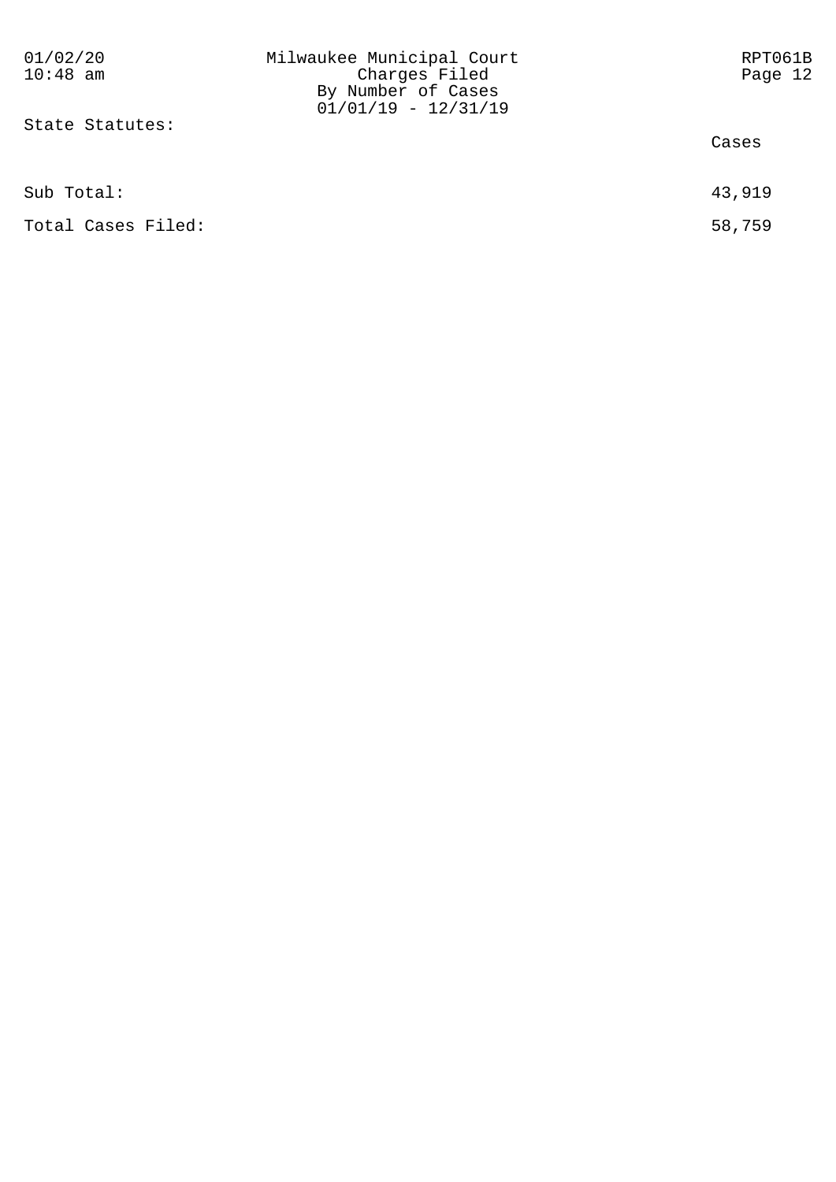State Statutes:

| | Cases |
|---|---|
| Sub Total: | 43,919 |
| Total Cases Filed: | 58,759 |